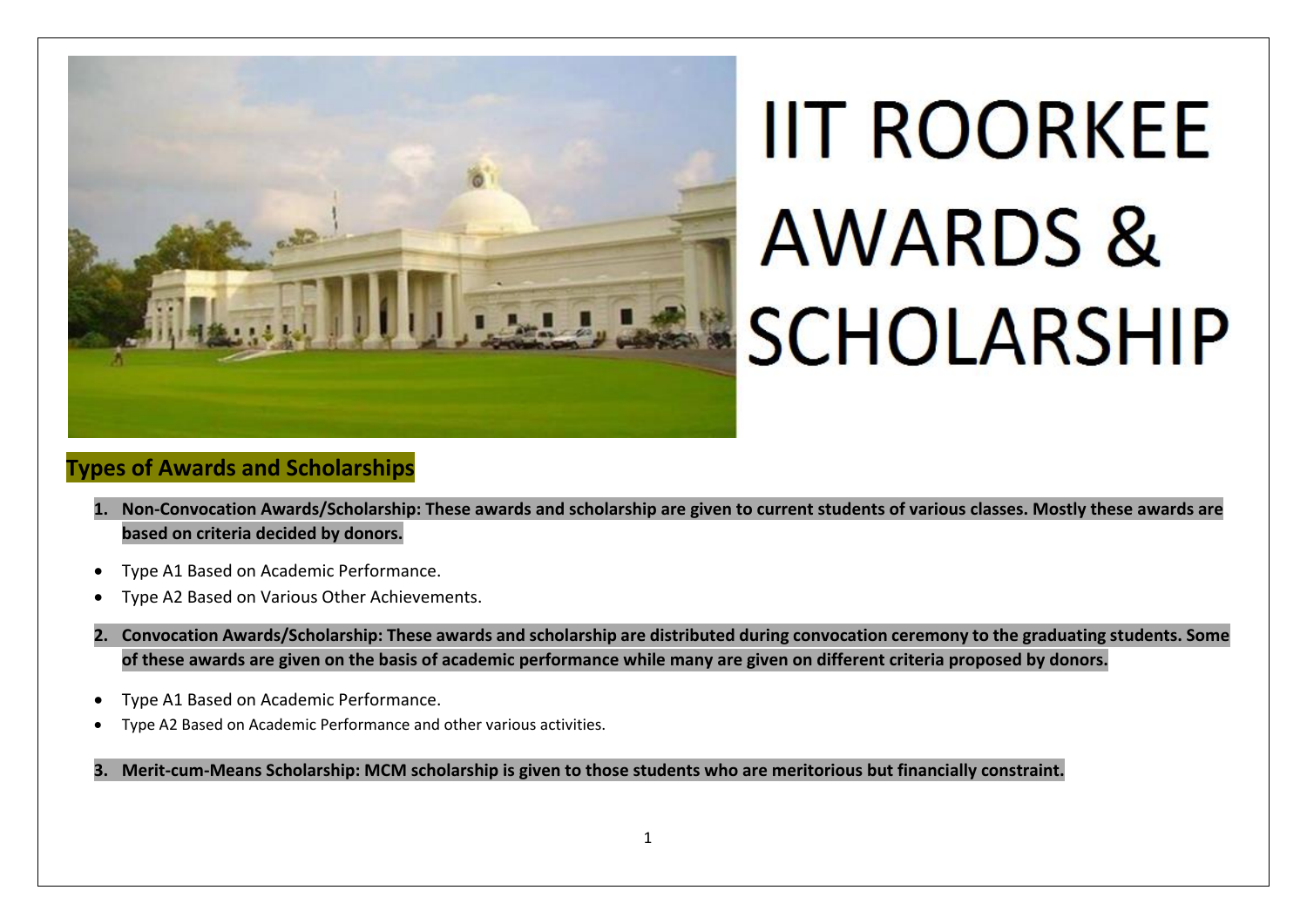# IIT ROORKEE AWARDS & SCHOLARSHIP

## Types of Awards and Scholarships

1. **Non-Convocation Awards/Scholarship: These awards and scholarship are given to current students of various classes. Mostly these awards are based on criteria decided by donors.**

- Type A1 Based on Academic Performance.
- Type A2 Based on Various Other Achievements.

2. **Convocation Awards/Scholarship: These awards and scholarship are distributed during convocation ceremony to the graduating students. Some of these awards are given on the basis of academic performance while many are given on different criteria proposed by donors.**

- Type A1 Based on Academic Performance.
- Type A2 Based on Academic Performance and other various activities.

3. **Merit-cum-Means Scholarship: MCM scholarship is given to those students who are meritorious but financially constraint.**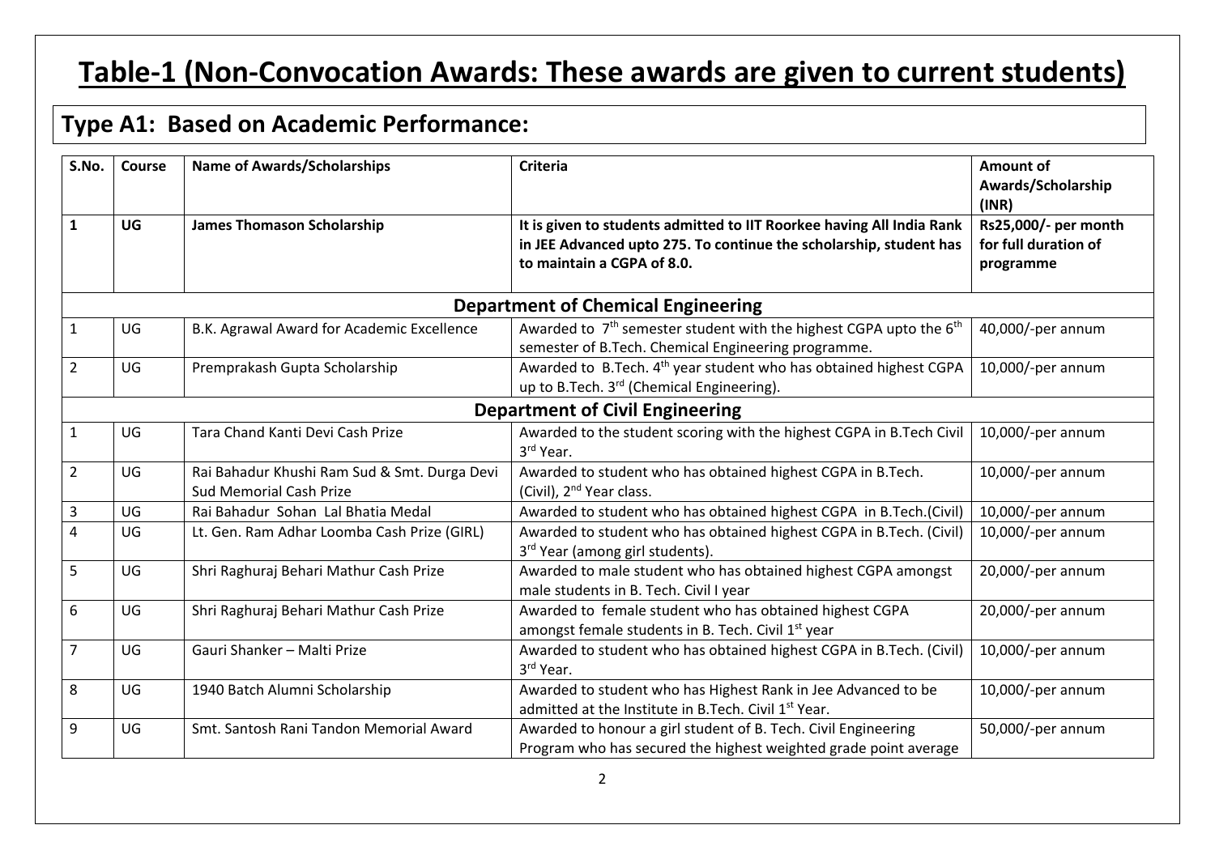# Table-1 (Non-Convocation Awards: These awards are given to current students)

## Type A1: Based on Academic Performance:

| S.No. | Course | Name of Awards/Scholarships | Criteria | Amount of Awards/Scholarship (INR) |
|---|---|---|---|---|
| **1** | **UG** | **James Thomason Scholarship** | **It is given to students admitted to IIT Roorkee having All India Rank in JEE Advanced upto 275. To continue the scholarship, student has to maintain a CGPA of 8.0.** | **Rs25,000/- per month for full duration of programme** |
| | | **Department of Chemical Engineering** | | |
| 1 | UG | B.K. Agrawal Award for Academic Excellence | Awarded to 7th semester student with the highest CGPA upto the 6th semester of B.Tech. Chemical Engineering programme. | 40,000/-per annum |
| 2 | UG | Premprakash Gupta Scholarship | Awarded to B.Tech. 4th year student who has obtained highest CGPA up to B.Tech. 3rd (Chemical Engineering). | 10,000/-per annum |
| | | **Department of Civil Engineering** | | |
| 1 | UG | Tara Chand Kanti Devi Cash Prize | Awarded to the student scoring with the highest CGPA in B.Tech Civil 3rd Year. | 10,000/-per annum |
| 2 | UG | Rai Bahadur Khushi Ram Sud & Smt. Durga Devi Sud Memorial Cash Prize | Awarded to student who has obtained highest CGPA in B.Tech. (Civil), 2nd Year class. | 10,000/-per annum |
| 3 | UG | Rai Bahadur Sohan Lal Bhatia Medal | Awarded to student who has obtained highest CGPA in B.Tech.(Civil) | 10,000/-per annum |
| 4 | UG | Lt. Gen. Ram Adhar Loomba Cash Prize (GIRL) | Awarded to student who has obtained highest CGPA in B.Tech. (Civil) 3rd Year (among girl students). | 10,000/-per annum |
| 5 | UG | Shri Raghuraj Behari Mathur Cash Prize | Awarded to male student who has obtained highest CGPA amongst male students in B. Tech. Civil I year | 20,000/-per annum |
| 6 | UG | Shri Raghuraj Behari Mathur Cash Prize | Awarded to female student who has obtained highest CGPA amongst female students in B. Tech. Civil 1st year | 20,000/-per annum |
| 7 | UG | Gauri Shanker – Malti Prize | Awarded to student who has obtained highest CGPA in B.Tech. (Civil) 3rd Year. | 10,000/-per annum |
| 8 | UG | 1940 Batch Alumni Scholarship | Awarded to student who has Highest Rank in Jee Advanced to be admitted at the Institute in B.Tech. Civil 1st Year. | 10,000/-per annum |
| 9 | UG | Smt. Santosh Rani Tandon Memorial Award | Awarded to honour a girl student of B. Tech. Civil Engineering Program who has secured the highest weighted grade point average | 50,000/-per annum |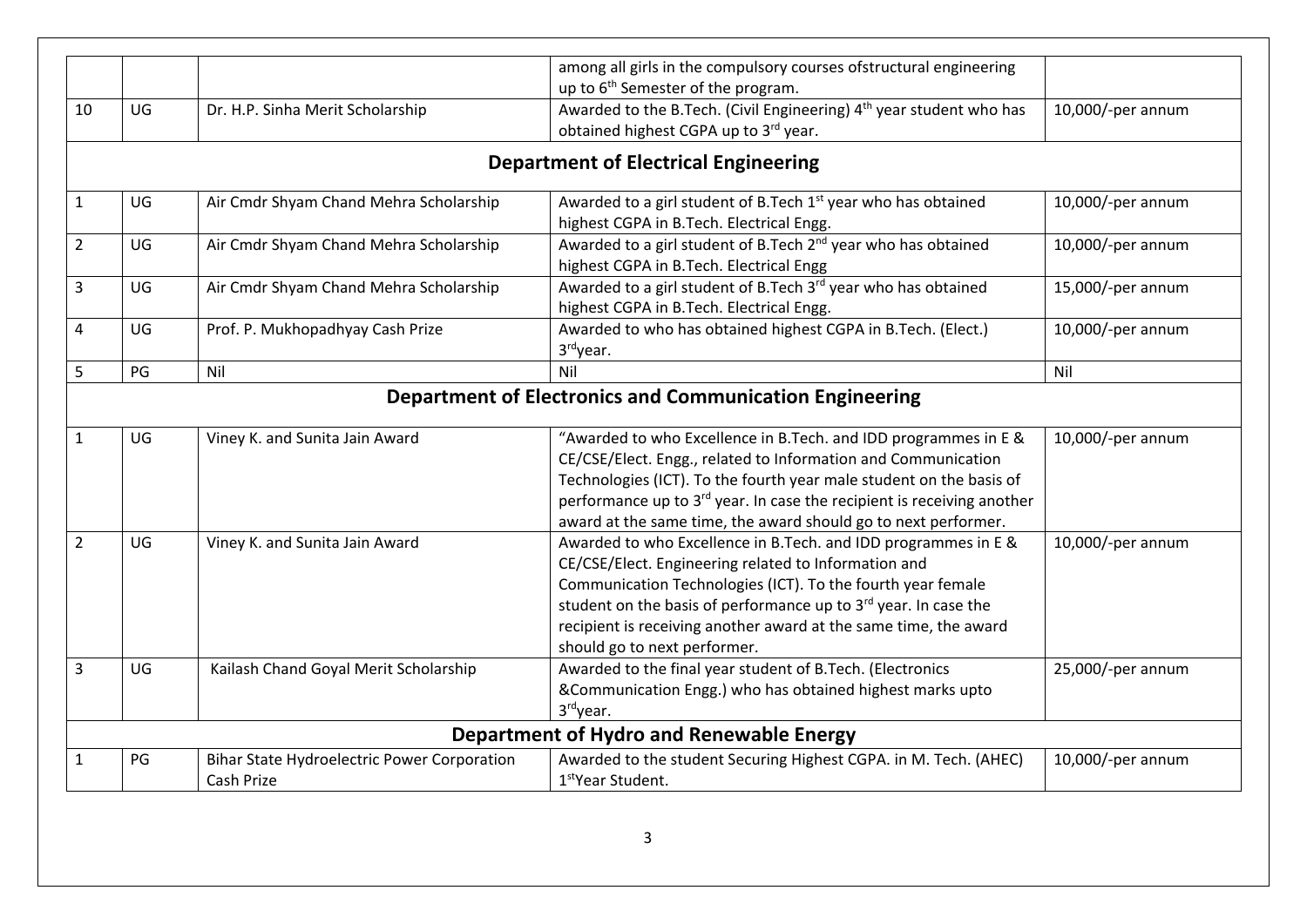|  |  |  | among all girls in the compulsory courses ofstructural engineering up to 6th Semester of the program. |  |
|---|---|---|---|---|
| 10 | UG | Dr. H.P. Sinha Merit Scholarship | Awarded to the B.Tech. (Civil Engineering) 4th year student who has obtained highest CGPA up to 3rd year. | 10,000/-per annum |
| **Department of Electrical Engineering** |  |  |  |  |
| 1 | UG | Air Cmdr Shyam Chand Mehra Scholarship | Awarded to a girl student of B.Tech 1st year who has obtained highest CGPA in B.Tech. Electrical Engg. | 10,000/-per annum |
| 2 | UG | Air Cmdr Shyam Chand Mehra Scholarship | Awarded to a girl student of B.Tech 2nd year who has obtained highest CGPA in B.Tech. Electrical Engg | 10,000/-per annum |
| 3 | UG | Air Cmdr Shyam Chand Mehra Scholarship | Awarded to a girl student of B.Tech 3rd year who has obtained highest CGPA in B.Tech. Electrical Engg. | 15,000/-per annum |
| 4 | UG | Prof. P. Mukhopadhyay Cash Prize | Awarded to who has obtained highest CGPA in B.Tech. (Elect.) 3rdyear. | 10,000/-per annum |
| 5 | PG | Nil | Nil | Nil |
| **Department of Electronics and Communication Engineering** |  |  |  |  |
| 1 | UG | Viney K. and Sunita Jain Award | "Awarded to who Excellence in B.Tech. and IDD programmes in E & CE/CSE/Elect. Engg., related to Information and Communication Technologies (ICT). To the fourth year male student on the basis of performance up to 3rd year. In case the recipient is receiving another award at the same time, the award should go to next performer. | 10,000/-per annum |
| 2 | UG | Viney K. and Sunita Jain Award | Awarded to who Excellence in B.Tech. and IDD programmes in E & CE/CSE/Elect. Engineering related to Information and Communication Technologies (ICT). To the fourth year female student on the basis of performance up to 3rd year. In case the recipient is receiving another award at the same time, the award should go to next performer. | 10,000/-per annum |
| 3 | UG | Kailash Chand Goyal Merit Scholarship | Awarded to the final year student of B.Tech. (Electronics &Communication Engg.) who has obtained highest marks upto 3rdyear. | 25,000/-per annum |
| **Department of Hydro and Renewable Energy** |  |  |  |  |
| 1 | PG | Bihar State Hydroelectric Power Corporation Cash Prize | Awarded to the student Securing Highest CGPA. in M. Tech. (AHEC) 1stYear Student. | 10,000/-per annum |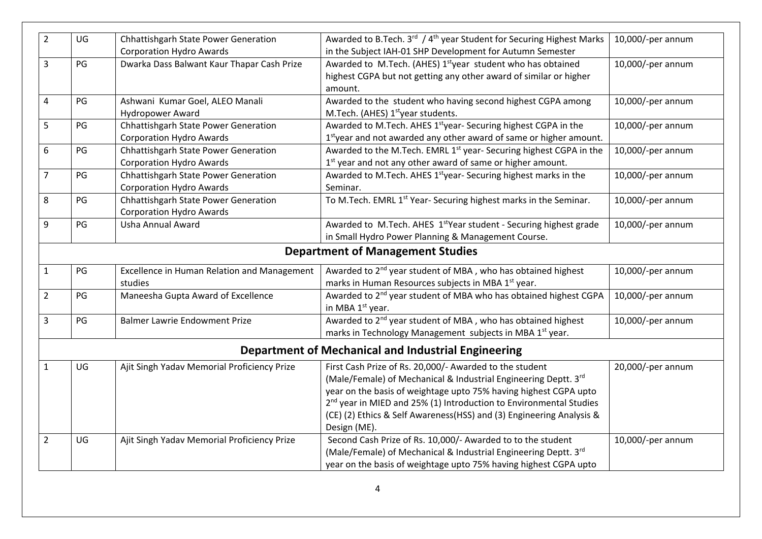| 2 | UG | Chhattishgarh State Power Generation Corporation Hydro Awards | Awarded to B.Tech. 3rd / 4th year Student for Securing Highest Marks in the Subject IAH-01 SHP Development for Autumn Semester | 10,000/-per annum |
|---|---|---|---|---|
| 3 | PG | Dwarka Dass Balwant Kaur Thapar Cash Prize | Awarded to M.Tech. (AHES) 1st year student who has obtained highest CGPA but not getting any other award of similar or higher amount. | 10,000/-per annum |
| 4 | PG | Ashwani Kumar Goel, ALEO Manali Hydropower Award | Awarded to the student who having second highest CGPA among M.Tech. (AHES) 1st year students. | 10,000/-per annum |
| 5 | PG | Chhattishgarh State Power Generation Corporation Hydro Awards | Awarded to M.Tech. AHES 1st year- Securing highest CGPA in the 1st year and not awarded any other award of same or higher amount. | 10,000/-per annum |
| 6 | PG | Chhattishgarh State Power Generation Corporation Hydro Awards | Awarded to the M.Tech. EMRL 1st year- Securing highest CGPA in the 1st year and not any other award of same or higher amount. | 10,000/-per annum |
| 7 | PG | Chhattishgarh State Power Generation Corporation Hydro Awards | Awarded to M.Tech. AHES 1st year- Securing highest marks in the Seminar. | 10,000/-per annum |
| 8 | PG | Chhattishgarh State Power Generation Corporation Hydro Awards | To M.Tech. EMRL 1st Year- Securing highest marks in the Seminar. | 10,000/-per annum |
| 9 | PG | Usha Annual Award | Awarded to M.Tech. AHES 1st Year student - Securing highest grade in Small Hydro Power Planning & Management Course. | 10,000/-per annum |
| **Department of Management Studies** | | | | |
| 1 | PG | Excellence in Human Relation and Management studies | Awarded to 2nd year student of MBA , who has obtained highest marks in Human Resources subjects in MBA 1st year. | 10,000/-per annum |
| 2 | PG | Maneesha Gupta Award of Excellence | Awarded to 2nd year student of MBA who has obtained highest CGPA in MBA 1st year. | 10,000/-per annum |
| 3 | PG | Balmer Lawrie Endowment Prize | Awarded to 2nd year student of MBA , who has obtained highest marks in Technology Management subjects in MBA 1st year. | 10,000/-per annum |
| **Department of Mechanical and Industrial Engineering** | | | | |
| 1 | UG | Ajit Singh Yadav Memorial Proficiency Prize | First Cash Prize of Rs. 20,000/- Awarded to the student (Male/Female) of Mechanical & Industrial Engineering Deptt. 3rd year on the basis of weightage upto 75% having highest CGPA upto 2nd year in MIED and 25% (1) Introduction to Environmental Studies (CE) (2) Ethics & Self Awareness(HSS) and (3) Engineering Analysis & Design (ME). | 20,000/-per annum |
| 2 | UG | Ajit Singh Yadav Memorial Proficiency Prize | Second Cash Prize of Rs. 10,000/- Awarded to to the student (Male/Female) of Mechanical & Industrial Engineering Deptt. 3rd year on the basis of weightage upto 75% having highest CGPA upto | 10,000/-per annum |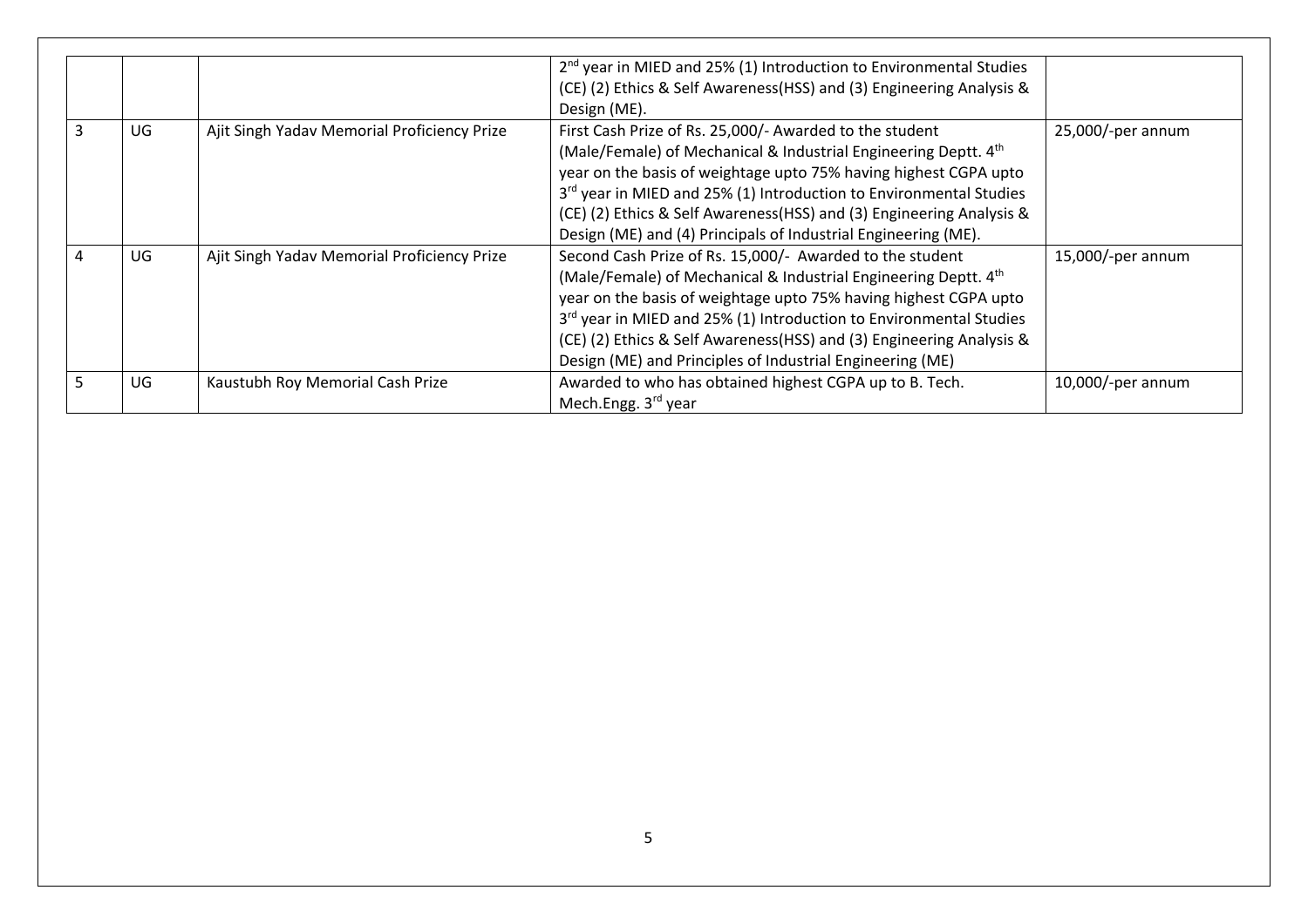|  |  |  | 2nd year in MIED and 25% (1) Introduction to Environmental Studies (CE) (2) Ethics & Self Awareness(HSS) and (3) Engineering Analysis & Design (ME). |  |
|---|---|---|---|---|
| 3 | UG | Ajit Singh Yadav Memorial Proficiency Prize | First Cash Prize of Rs. 25,000/- Awarded to the student (Male/Female) of Mechanical & Industrial Engineering Deptt. 4th year on the basis of weightage upto 75% having highest CGPA upto 3rd year in MIED and 25% (1) Introduction to Environmental Studies (CE) (2) Ethics & Self Awareness(HSS) and (3) Engineering Analysis & Design (ME) and (4) Principals of Industrial Engineering (ME). | 25,000/-per annum |
| 4 | UG | Ajit Singh Yadav Memorial Proficiency Prize | Second Cash Prize of Rs. 15,000/- Awarded to the student (Male/Female) of Mechanical & Industrial Engineering Deptt. 4th year on the basis of weightage upto 75% having highest CGPA upto 3rd year in MIED and 25% (1) Introduction to Environmental Studies (CE) (2) Ethics & Self Awareness(HSS) and (3) Engineering Analysis & Design (ME) and Principles of Industrial Engineering (ME) | 15,000/-per annum |
| 5 | UG | Kaustubh Roy Memorial Cash Prize | Awarded to who has obtained highest CGPA up to B. Tech. Mech.Engg. 3rd year | 10,000/-per annum |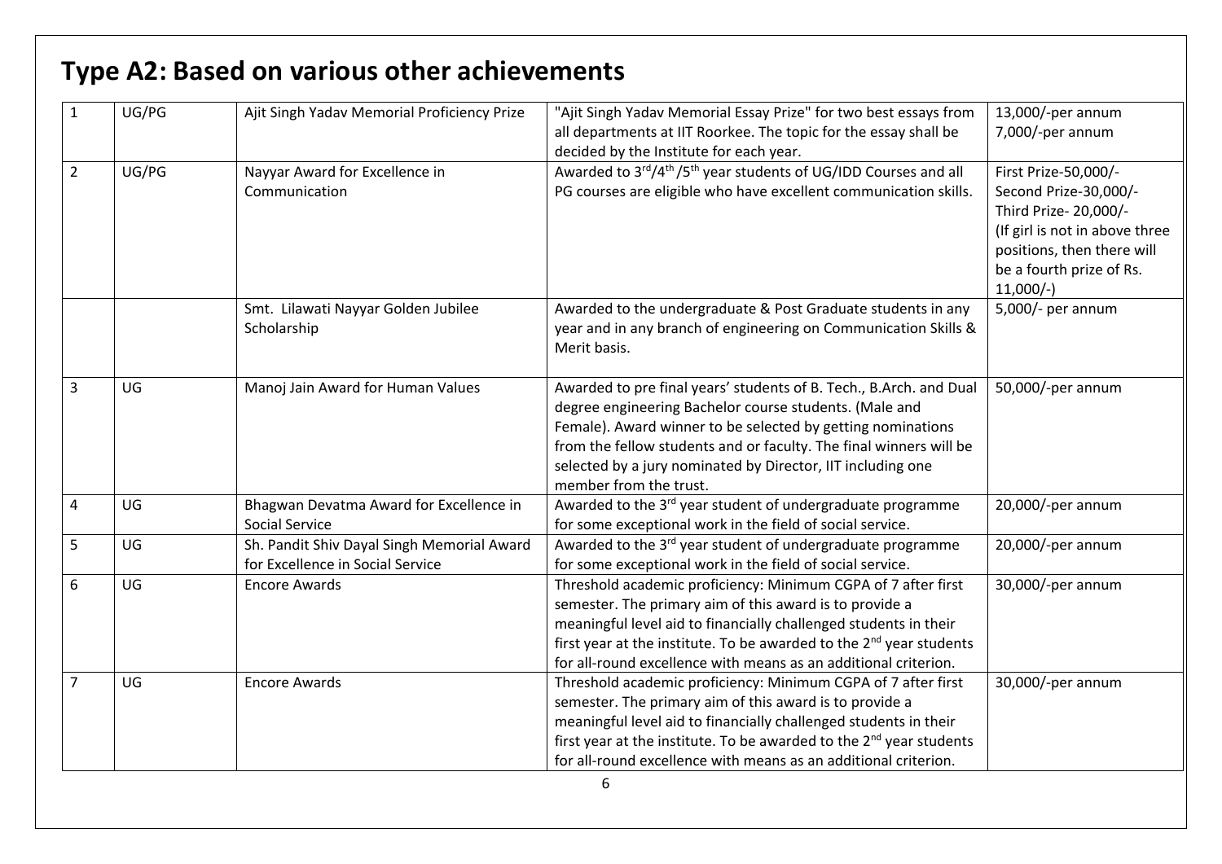## Type A2: Based on various other achievements

| | | | | |
|---|---|---|---|---|
| 1 | UG/PG | Ajit Singh Yadav Memorial Proficiency Prize | "Ajit Singh Yadav Memorial Essay Prize" for two best essays from all departments at IIT Roorkee. The topic for the essay shall be decided by the Institute for each year. | 13,000/-per annum<br>7,000/-per annum |
| 2 | UG/PG | Nayyar Award for Excellence in Communication | Awarded to 3rd/4th/5th year students of UG/IDD Courses and all PG courses are eligible who have excellent communication skills. | First Prize-50,000/-<br>Second Prize-30,000/-<br>Third Prize- 20,000/-<br>(If girl is not in above three positions, then there will be a fourth prize of Rs. 11,000/-) |
| | | Smt. Lilawati Nayyar Golden Jubilee Scholarship | Awarded to the undergraduate & Post Graduate students in any year and in any branch of engineering on Communication Skills & Merit basis. | 5,000/- per annum |
| 3 | UG | Manoj Jain Award for Human Values | Awarded to pre final years' students of B. Tech., B.Arch. and Dual degree engineering Bachelor course students. (Male and Female). Award winner to be selected by getting nominations from the fellow students and or faculty. The final winners will be selected by a jury nominated by Director, IIT including one member from the trust. | 50,000/-per annum |
| 4 | UG | Bhagwan Devatma Award for Excellence in Social Service | Awarded to the 3rd year student of undergraduate programme for some exceptional work in the field of social service. | 20,000/-per annum |
| 5 | UG | Sh. Pandit Shiv Dayal Singh Memorial Award for Excellence in Social Service | Awarded to the 3rd year student of undergraduate programme for some exceptional work in the field of social service. | 20,000/-per annum |
| 6 | UG | Encore Awards | Threshold academic proficiency: Minimum CGPA of 7 after first semester. The primary aim of this award is to provide a meaningful level aid to financially challenged students in their first year at the institute. To be awarded to the 2nd year students for all-round excellence with means as an additional criterion. | 30,000/-per annum |
| 7 | UG | Encore Awards | Threshold academic proficiency: Minimum CGPA of 7 after first semester. The primary aim of this award is to provide a meaningful level aid to financially challenged students in their first year at the institute. To be awarded to the 2nd year students for all-round excellence with means as an additional criterion. | 30,000/-per annum |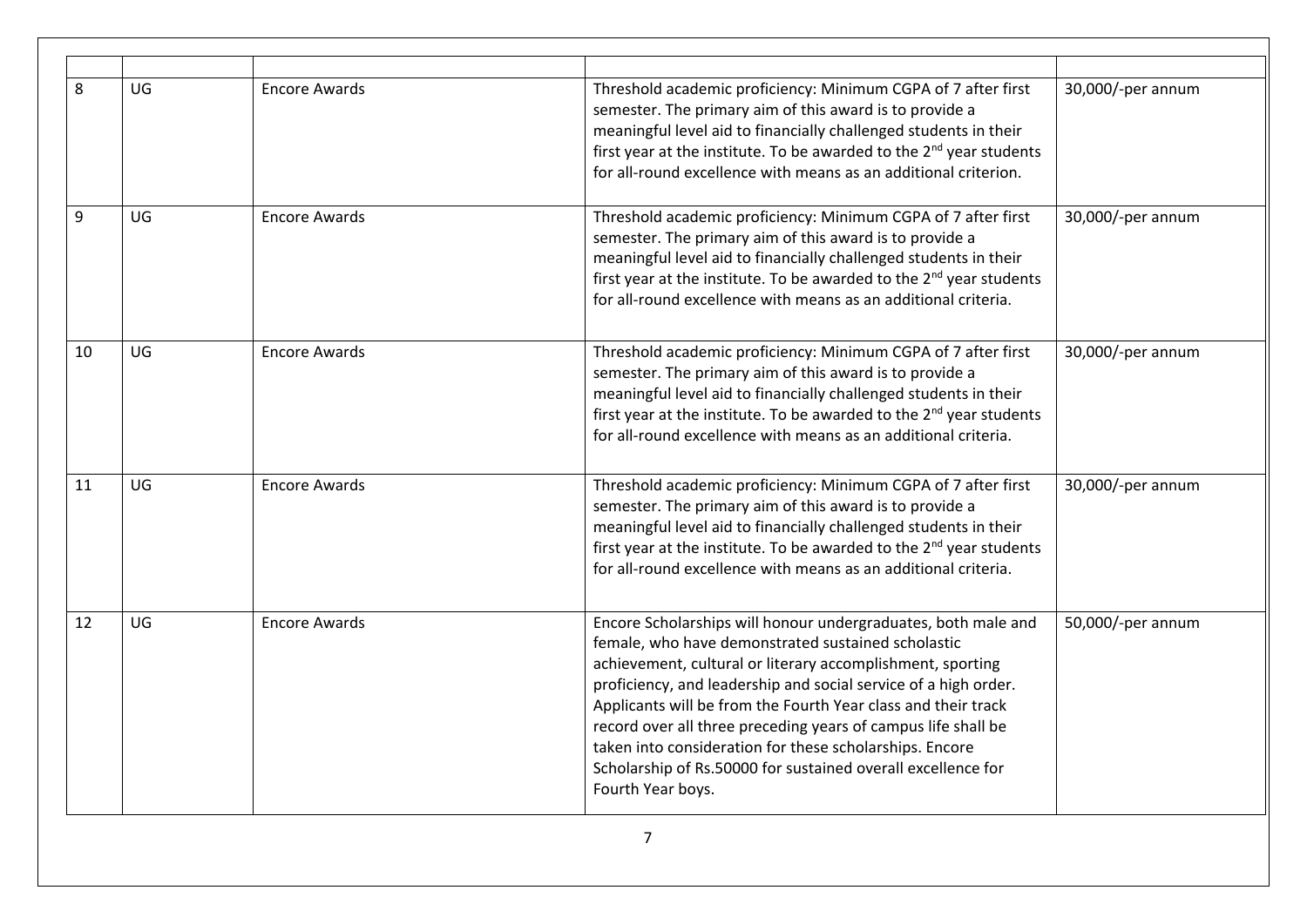| | | | | |
|---|---|---|---|---|
| 8 | UG | Encore Awards | Threshold academic proficiency: Minimum CGPA of 7 after first semester. The primary aim of this award is to provide a meaningful level aid to financially challenged students in their first year at the institute. To be awarded to the 2nd year students for all-round excellence with means as an additional criterion. | 30,000/-per annum |
| 9 | UG | Encore Awards | Threshold academic proficiency: Minimum CGPA of 7 after first semester. The primary aim of this award is to provide a meaningful level aid to financially challenged students in their first year at the institute. To be awarded to the 2nd year students for all-round excellence with means as an additional criteria. | 30,000/-per annum |
| 10 | UG | Encore Awards | Threshold academic proficiency: Minimum CGPA of 7 after first semester. The primary aim of this award is to provide a meaningful level aid to financially challenged students in their first year at the institute. To be awarded to the 2nd year students for all-round excellence with means as an additional criteria. | 30,000/-per annum |
| 11 | UG | Encore Awards | Threshold academic proficiency: Minimum CGPA of 7 after first semester. The primary aim of this award is to provide a meaningful level aid to financially challenged students in their first year at the institute. To be awarded to the 2nd year students for all-round excellence with means as an additional criteria. | 30,000/-per annum |
| 12 | UG | Encore Awards | Encore Scholarships will honour undergraduates, both male and female, who have demonstrated sustained scholastic achievement, cultural or literary accomplishment, sporting proficiency, and leadership and social service of a high order. Applicants will be from the Fourth Year class and their track record over all three preceding years of campus life shall be taken into consideration for these scholarships. Encore Scholarship of Rs.50000 for sustained overall excellence for Fourth Year boys. | 50,000/-per annum |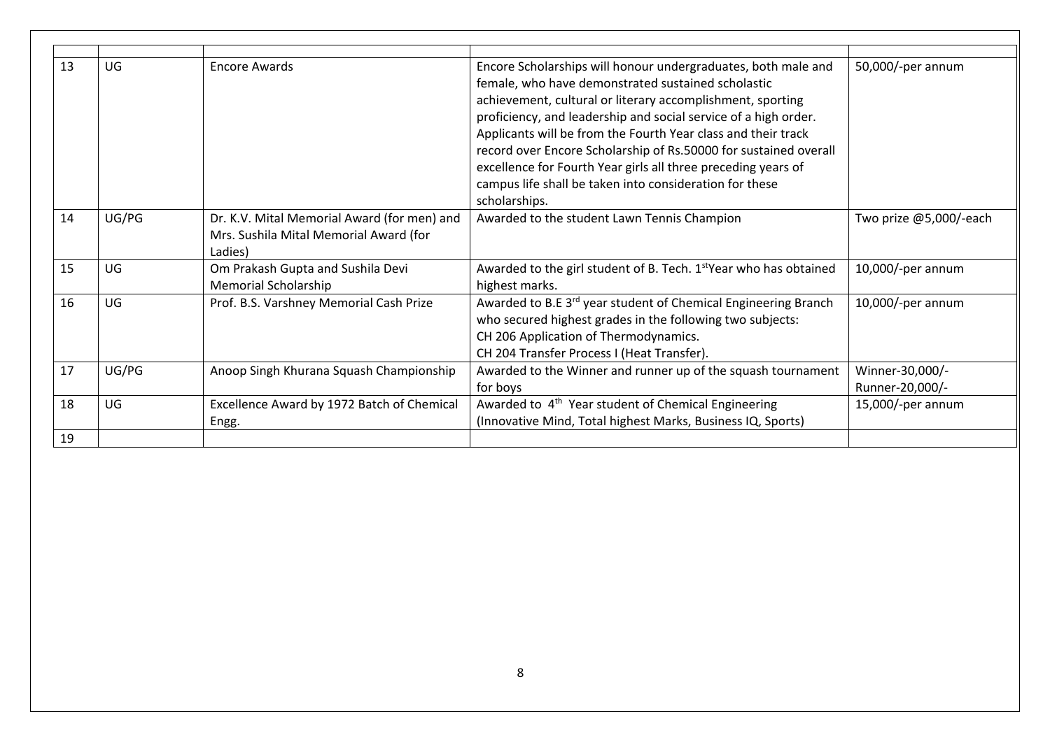| | | | | |
|---|---|---|---|---|
| 13 | UG | Encore Awards | Encore Scholarships will honour undergraduates, both male and female, who have demonstrated sustained scholastic achievement, cultural or literary accomplishment, sporting proficiency, and leadership and social service of a high order. Applicants will be from the Fourth Year class and their track record over Encore Scholarship of Rs.50000 for sustained overall excellence for Fourth Year girls all three preceding years of campus life shall be taken into consideration for these scholarships. | 50,000/-per annum |
| 14 | UG/PG | Dr. K.V. Mital Memorial Award (for men) and Mrs. Sushila Mital Memorial Award (for Ladies) | Awarded to the student Lawn Tennis Champion | Two prize @5,000/-each |
| 15 | UG | Om Prakash Gupta and Sushila Devi Memorial Scholarship | Awarded to the girl student of B. Tech. 1st Year who has obtained highest marks. | 10,000/-per annum |
| 16 | UG | Prof. B.S. Varshney Memorial Cash Prize | Awarded to B.E 3rd year student of Chemical Engineering Branch who secured highest grades in the following two subjects:<br>CH 206 Application of Thermodynamics.<br>CH 204 Transfer Process I (Heat Transfer). | 10,000/-per annum |
| 17 | UG/PG | Anoop Singh Khurana Squash Championship | Awarded to the Winner and runner up of the squash tournament for boys | Winner-30,000/-<br>Runner-20,000/- |
| 18 | UG | Excellence Award by 1972 Batch of Chemical Engg. | Awarded to 4th Year student of Chemical Engineering (Innovative Mind, Total highest Marks, Business IQ, Sports) | 15,000/-per annum |
| 19 | | | | |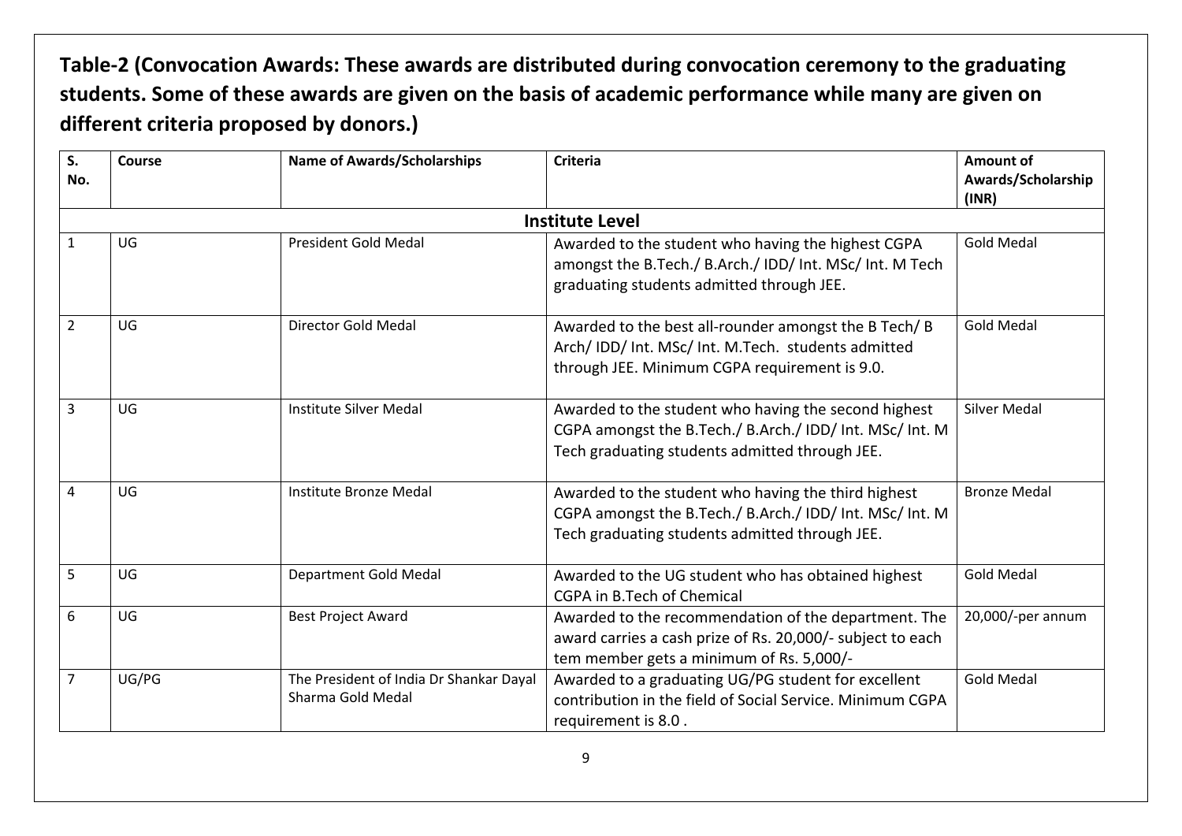**Table-2 (Convocation Awards: These awards are distributed during convocation ceremony to the graduating students. Some of these awards are given on the basis of academic performance while many are given on different criteria proposed by donors.)**

| S. No. | Course | Name of Awards/Scholarships | Criteria | Amount of Awards/Scholarship (INR) |
|---|---|---|---|---|
| **Institute Level** | | | | |
| 1 | UG | President Gold Medal | Awarded to the student who having the highest CGPA amongst the B.Tech./ B.Arch./ IDD/ Int. MSc/ Int. M Tech graduating students admitted through JEE. | Gold Medal |
| 2 | UG | Director Gold Medal | Awarded to the best all-rounder amongst the B Tech/ B Arch/ IDD/ Int. MSc/ Int. M.Tech. students admitted through JEE. Minimum CGPA requirement is 9.0. | Gold Medal |
| 3 | UG | Institute Silver Medal | Awarded to the student who having the second highest CGPA amongst the B.Tech./ B.Arch./ IDD/ Int. MSc/ Int. M Tech graduating students admitted through JEE. | Silver Medal |
| 4 | UG | Institute Bronze Medal | Awarded to the student who having the third highest CGPA amongst the B.Tech./ B.Arch./ IDD/ Int. MSc/ Int. M Tech graduating students admitted through JEE. | Bronze Medal |
| 5 | UG | Department Gold Medal | Awarded to the UG student who has obtained highest CGPA in B.Tech of Chemical | Gold Medal |
| 6 | UG | Best Project Award | Awarded to the recommendation of the department. The award carries a cash prize of Rs. 20,000/- subject to each tem member gets a minimum of Rs. 5,000/- | 20,000/-per annum |
| 7 | UG/PG | The President of India Dr Shankar Dayal Sharma Gold Medal | Awarded to a graduating UG/PG student for excellent contribution in the field of Social Service. Minimum CGPA requirement is 8.0 . | Gold Medal |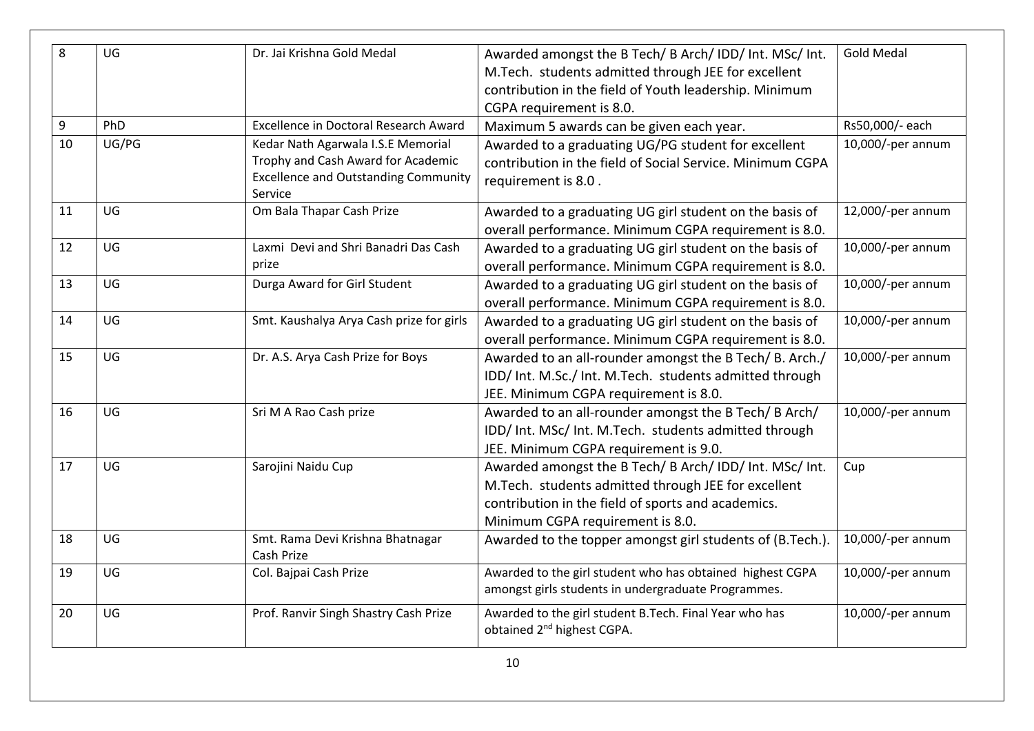| 8 | UG | Dr. Jai Krishna Gold Medal | Awarded amongst the B Tech/ B Arch/ IDD/ Int. MSc/ Int. M.Tech. students admitted through JEE for excellent contribution in the field of Youth leadership. Minimum CGPA requirement is 8.0. | Gold Medal |
|---|---|---|---|---|
| 9 | PhD | Excellence in Doctoral Research Award | Maximum 5 awards can be given each year. | Rs50,000/- each |
| 10 | UG/PG | Kedar Nath Agarwala I.S.E Memorial Trophy and Cash Award for Academic Excellence and Outstanding Community Service | Awarded to a graduating UG/PG student for excellent contribution in the field of Social Service. Minimum CGPA requirement is 8.0 . | 10,000/-per annum |
| 11 | UG | Om Bala Thapar Cash Prize | Awarded to a graduating UG girl student on the basis of overall performance. Minimum CGPA requirement is 8.0. | 12,000/-per annum |
| 12 | UG | Laxmi Devi and Shri Banadri Das Cash prize | Awarded to a graduating UG girl student on the basis of overall performance. Minimum CGPA requirement is 8.0. | 10,000/-per annum |
| 13 | UG | Durga Award for Girl Student | Awarded to a graduating UG girl student on the basis of overall performance. Minimum CGPA requirement is 8.0. | 10,000/-per annum |
| 14 | UG | Smt. Kaushalya Arya Cash prize for girls | Awarded to a graduating UG girl student on the basis of overall performance. Minimum CGPA requirement is 8.0. | 10,000/-per annum |
| 15 | UG | Dr. A.S. Arya Cash Prize for Boys | Awarded to an all-rounder amongst the B Tech/ B. Arch./ IDD/ Int. M.Sc./ Int. M.Tech. students admitted through JEE. Minimum CGPA requirement is 8.0. | 10,000/-per annum |
| 16 | UG | Sri M A Rao Cash prize | Awarded to an all-rounder amongst the B Tech/ B Arch/ IDD/ Int. MSc/ Int. M.Tech. students admitted through JEE. Minimum CGPA requirement is 9.0. | 10,000/-per annum |
| 17 | UG | Sarojini Naidu Cup | Awarded amongst the B Tech/ B Arch/ IDD/ Int. MSc/ Int. M.Tech. students admitted through JEE for excellent contribution in the field of sports and academics. Minimum CGPA requirement is 8.0. | Cup |
| 18 | UG | Smt. Rama Devi Krishna Bhatnagar Cash Prize | Awarded to the topper amongst girl students of (B.Tech.). | 10,000/-per annum |
| 19 | UG | Col. Bajpai Cash Prize | Awarded to the girl student who has obtained highest CGPA amongst girls students in undergraduate Programmes. | 10,000/-per annum |
| 20 | UG | Prof. Ranvir Singh Shastry Cash Prize | Awarded to the girl student B.Tech. Final Year who has obtained 2nd highest CGPA. | 10,000/-per annum |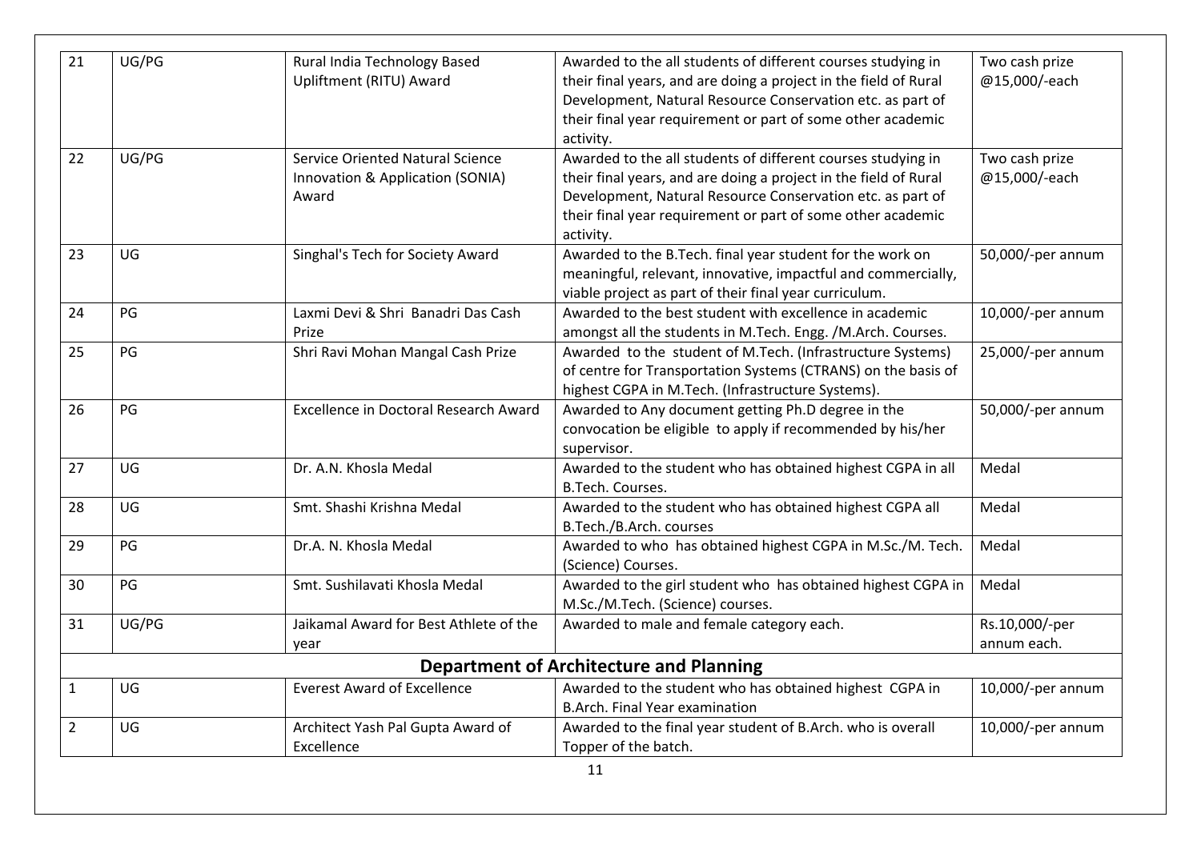| | | | | |
|---|---|---|---|---|
| 21 | UG/PG | Rural India Technology Based Upliftment (RITU) Award | Awarded to the all students of different courses studying in their final years, and are doing a project in the field of Rural Development, Natural Resource Conservation etc. as part of their final year requirement or part of some other academic activity. | Two cash prize @15,000/-each |
| 22 | UG/PG | Service Oriented Natural Science Innovation & Application (SONIA) Award | Awarded to the all students of different courses studying in their final years, and are doing a project in the field of Rural Development, Natural Resource Conservation etc. as part of their final year requirement or part of some other academic activity. | Two cash prize @15,000/-each |
| 23 | UG | Singhal's Tech for Society Award | Awarded to the B.Tech. final year student for the work on meaningful, relevant, innovative, impactful and commercially, viable project as part of their final year curriculum. | 50,000/-per annum |
| 24 | PG | Laxmi Devi & Shri Banadri Das Cash Prize | Awarded to the best student with excellence in academic amongst all the students in M.Tech. Engg. /M.Arch. Courses. | 10,000/-per annum |
| 25 | PG | Shri Ravi Mohan Mangal Cash Prize | Awarded to the student of M.Tech. (Infrastructure Systems) of centre for Transportation Systems (CTRANS) on the basis of highest CGPA in M.Tech. (Infrastructure Systems). | 25,000/-per annum |
| 26 | PG | Excellence in Doctoral Research Award | Awarded to Any document getting Ph.D degree in the convocation be eligible to apply if recommended by his/her supervisor. | 50,000/-per annum |
| 27 | UG | Dr. A.N. Khosla Medal | Awarded to the student who has obtained highest CGPA in all B.Tech. Courses. | Medal |
| 28 | UG | Smt. Shashi Krishna Medal | Awarded to the student who has obtained highest CGPA all B.Tech./B.Arch. courses | Medal |
| 29 | PG | Dr.A. N. Khosla Medal | Awarded to who has obtained highest CGPA in M.Sc./M. Tech. (Science) Courses. | Medal |
| 30 | PG | Smt. Sushilavati Khosla Medal | Awarded to the girl student who has obtained highest CGPA in M.Sc./M.Tech. (Science) courses. | Medal |
| 31 | UG/PG | Jaikamal Award for Best Athlete of the year | Awarded to male and female category each. | Rs.10,000/-per annum each. |
| **Department of Architecture and Planning** | | | | |
| 1 | UG | Everest Award of Excellence | Awarded to the student who has obtained highest CGPA in B.Arch. Final Year examination | 10,000/-per annum |
| 2 | UG | Architect Yash Pal Gupta Award of Excellence | Awarded to the final year student of B.Arch. who is overall Topper of the batch. | 10,000/-per annum |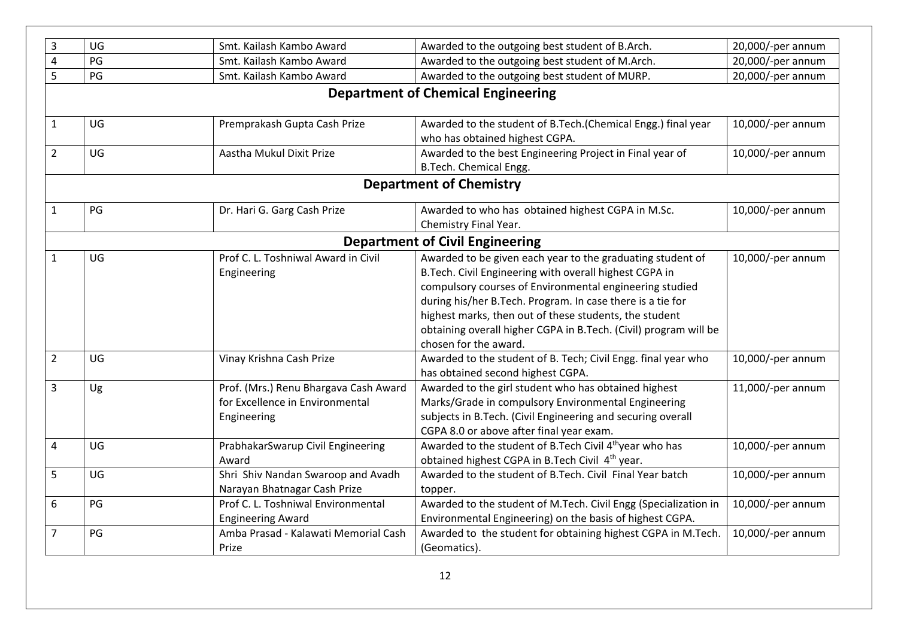| 3 | UG | Smt. Kailash Kambo Award | Awarded to the outgoing best student of B.Arch. | 20,000/-per annum |
|---|---|---|---|---|
| 4 | PG | Smt. Kailash Kambo Award | Awarded to the outgoing best student of M.Arch. | 20,000/-per annum |
| 5 | PG | Smt. Kailash Kambo Award | Awarded to the outgoing best student of MURP. | 20,000/-per annum |
| | | **Department of Chemical Engineering** | | |
| 1 | UG | Premprakash Gupta Cash Prize | Awarded to the student of B.Tech.(Chemical Engg.) final year who has obtained highest CGPA. | 10,000/-per annum |
| 2 | UG | Aastha Mukul Dixit Prize | Awarded to the best Engineering Project in Final year of B.Tech. Chemical Engg. | 10,000/-per annum |
| | | **Department of Chemistry** | | |
| 1 | PG | Dr. Hari G. Garg Cash Prize | Awarded to who has obtained highest CGPA in M.Sc. Chemistry Final Year. | 10,000/-per annum |
| | | **Department of Civil Engineering** | | |
| 1 | UG | Prof C. L. Toshniwal Award in Civil Engineering | Awarded to be given each year to the graduating student of B.Tech. Civil Engineering with overall highest CGPA in compulsory courses of Environmental engineering studied during his/her B.Tech. Program. In case there is a tie for highest marks, then out of these students, the student obtaining overall higher CGPA in B.Tech. (Civil) program will be chosen for the award. | 10,000/-per annum |
| 2 | UG | Vinay Krishna Cash Prize | Awarded to the student of B. Tech; Civil Engg. final year who has obtained second highest CGPA. | 10,000/-per annum |
| 3 | Ug | Prof. (Mrs.) Renu Bhargava Cash Award for Excellence in Environmental Engineering | Awarded to the girl student who has obtained highest Marks/Grade in compulsory Environmental Engineering subjects in B.Tech. (Civil Engineering and securing overall CGPA 8.0 or above after final year exam. | 11,000/-per annum |
| 4 | UG | PrabhakarSwarup Civil Engineering Award | Awarded to the student of B.Tech Civil 4th year who has obtained highest CGPA in B.Tech Civil 4th year. | 10,000/-per annum |
| 5 | UG | Shri Shiv Nandan Swaroop and Avadh Narayan Bhatnagar Cash Prize | Awarded to the student of B.Tech. Civil Final Year batch topper. | 10,000/-per annum |
| 6 | PG | Prof C. L. Toshniwal Environmental Engineering Award | Awarded to the student of M.Tech. Civil Engg (Specialization in Environmental Engineering) on the basis of highest CGPA. | 10,000/-per annum |
| 7 | PG | Amba Prasad - Kalawati Memorial Cash Prize | Awarded to the student for obtaining highest CGPA in M.Tech. (Geomatics). | 10,000/-per annum |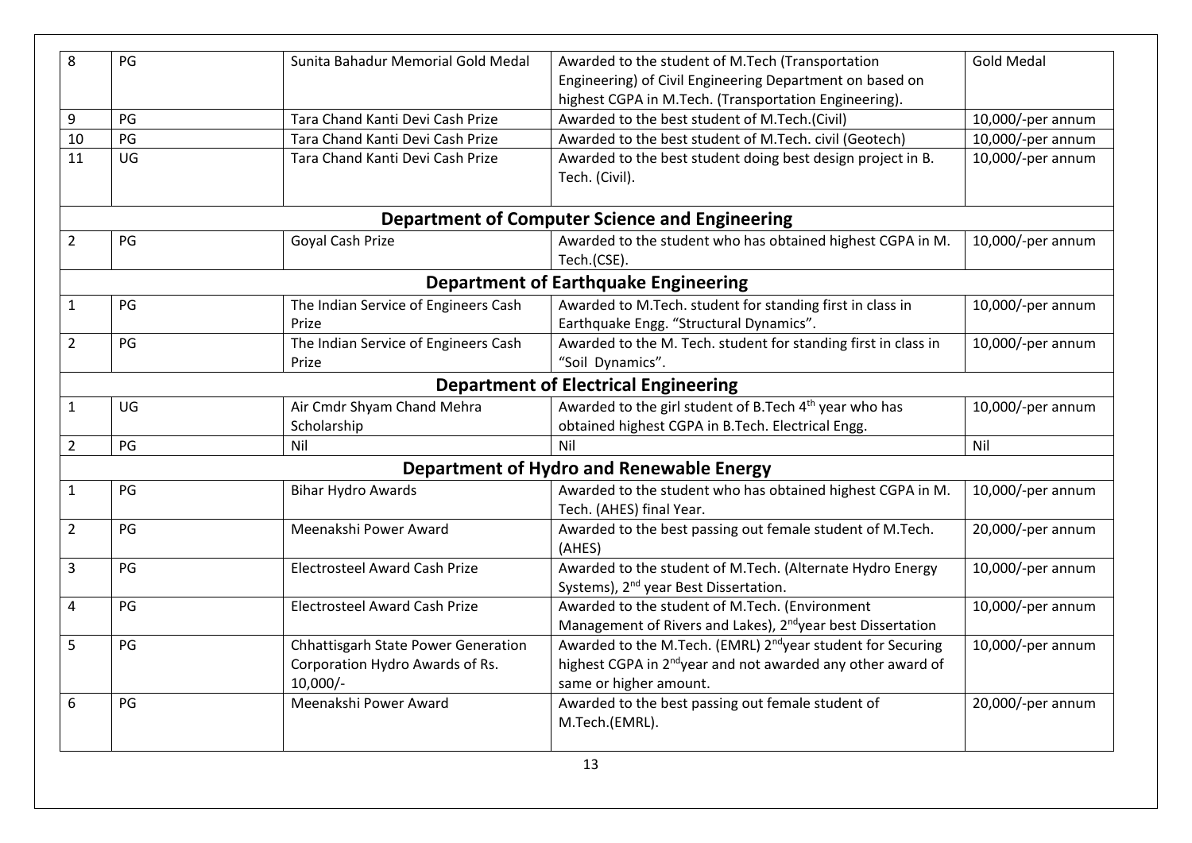| | | | | |
|---|---|---|---|---|
| 8 | PG | Sunita Bahadur Memorial Gold Medal | Awarded to the student of M.Tech (Transportation Engineering) of Civil Engineering Department on based on highest CGPA in M.Tech. (Transportation Engineering). | Gold Medal |
| 9 | PG | Tara Chand Kanti Devi Cash Prize | Awarded to the best student of M.Tech.(Civil) | 10,000/-per annum |
| 10 | PG | Tara Chand Kanti Devi Cash Prize | Awarded to the best student of M.Tech. civil (Geotech) | 10,000/-per annum |
| 11 | UG | Tara Chand Kanti Devi Cash Prize | Awarded to the best student doing best design project in B. Tech. (Civil). | 10,000/-per annum |
| **Department of Computer Science and Engineering** | | | | |
| 2 | PG | Goyal Cash Prize | Awarded to the student who has obtained highest CGPA in M. Tech.(CSE). | 10,000/-per annum |
| **Department of Earthquake Engineering** | | | | |
| 1 | PG | The Indian Service of Engineers Cash Prize | Awarded to M.Tech. student for standing first in class in Earthquake Engg. "Structural Dynamics". | 10,000/-per annum |
| 2 | PG | The Indian Service of Engineers Cash Prize | Awarded to the M. Tech. student for standing first in class in "Soil Dynamics". | 10,000/-per annum |
| **Department of Electrical Engineering** | | | | |
| 1 | UG | Air Cmdr Shyam Chand Mehra Scholarship | Awarded to the girl student of B.Tech 4th year who has obtained highest CGPA in B.Tech. Electrical Engg. | 10,000/-per annum |
| 2 | PG | Nil | Nil | Nil |
| **Department of Hydro and Renewable Energy** | | | | |
| 1 | PG | Bihar Hydro Awards | Awarded to the student who has obtained highest CGPA in M. Tech. (AHES) final Year. | 10,000/-per annum |
| 2 | PG | Meenakshi Power Award | Awarded to the best passing out female student of M.Tech. (AHES) | 20,000/-per annum |
| 3 | PG | Electrosteel Award Cash Prize | Awarded to the student of M.Tech. (Alternate Hydro Energy Systems), 2nd year Best Dissertation. | 10,000/-per annum |
| 4 | PG | Electrosteel Award Cash Prize | Awarded to the student of M.Tech. (Environment Management of Rivers and Lakes), 2nd year best Dissertation | 10,000/-per annum |
| 5 | PG | Chhattisgarh State Power Generation Corporation Hydro Awards of Rs. 10,000/- | Awarded to the M.Tech. (EMRL) 2nd year student for Securing highest CGPA in 2nd year and not awarded any other award of same or higher amount. | 10,000/-per annum |
| 6 | PG | Meenakshi Power Award | Awarded to the best passing out female student of M.Tech.(EMRL). | 20,000/-per annum |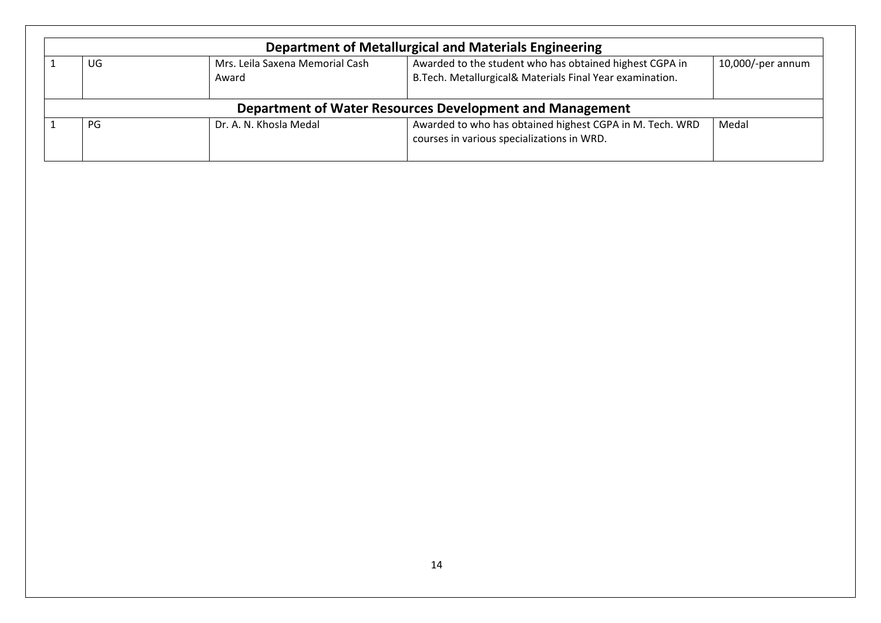| Department of Metallurgical and Materials Engineering | | | | |
|---|---|---|---|---|
| 1 | UG | Mrs. Leila Saxena Memorial Cash Award | Awarded to the student who has obtained highest CGPA in B.Tech. Metallurgical& Materials Final Year examination. | 10,000/-per annum |
| **Department of Water Resources Development and Management** | | | | |
| 1 | PG | Dr. A. N. Khosla Medal | Awarded to who has obtained highest CGPA in M. Tech. WRD courses in various specializations in WRD. | Medal |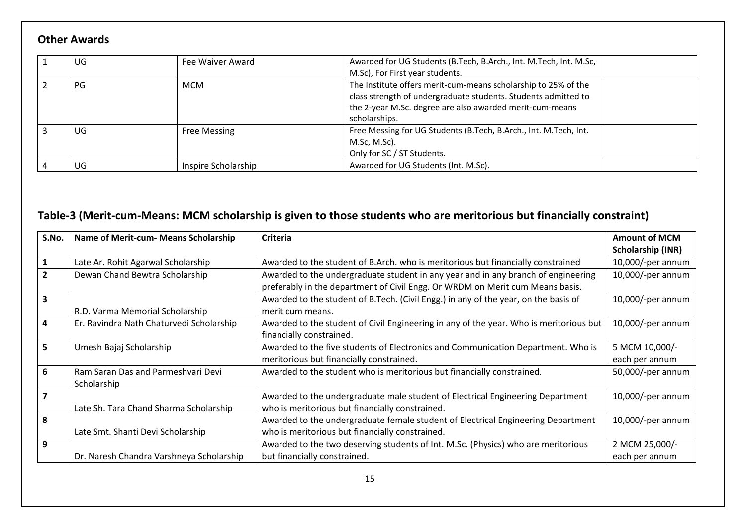## Other Awards

| | | | | |
|---|---|---|---|---|
| 1 | UG | Fee Waiver Award | Awarded for UG Students (B.Tech, B.Arch., Int. M.Tech, Int. M.Sc, M.Sc), For First year students. | |
| 2 | PG | MCM | The Institute offers merit-cum-means scholarship to 25% of the class strength of undergraduate students. Students admitted to the 2-year M.Sc. degree are also awarded merit-cum-means scholarships. | |
| 3 | UG | Free Messing | Free Messing for UG Students (B.Tech, B.Arch., Int. M.Tech, Int. M.Sc, M.Sc).<br>Only for SC / ST Students. | |
| 4 | UG | Inspire Scholarship | Awarded for UG Students (Int. M.Sc). | |

## Table-3 (Merit-cum-Means: MCM scholarship is given to those students who are meritorious but financially constraint)

| S.No. | Name of Merit-cum- Means Scholarship | Criteria | Amount of MCM Scholarship (INR) |
|---|---|---|---|
| 1 | Late Ar. Rohit Agarwal Scholarship | Awarded to the student of B.Arch. who is meritorious but financially constrained | 10,000/-per annum |
| 2 | Dewan Chand Bewtra Scholarship | Awarded to the undergraduate student in any year and in any branch of engineering preferably in the department of Civil Engg. Or WRDM on Merit cum Means basis. | 10,000/-per annum |
| 3 | R.D. Varma Memorial Scholarship | Awarded to the student of B.Tech. (Civil Engg.) in any of the year, on the basis of merit cum means. | 10,000/-per annum |
| 4 | Er. Ravindra Nath Chaturvedi Scholarship | Awarded to the student of Civil Engineering in any of the year. Who is meritorious but financially constrained. | 10,000/-per annum |
| 5 | Umesh Bajaj Scholarship | Awarded to the five students of Electronics and Communication Department. Who is meritorious but financially constrained. | 5 MCM 10,000/- each per annum |
| 6 | Ram Saran Das and Parmeshvari Devi Scholarship | Awarded to the student who is meritorious but financially constrained. | 50,000/-per annum |
| 7 | Late Sh. Tara Chand Sharma Scholarship | Awarded to the undergraduate male student of Electrical Engineering Department who is meritorious but financially constrained. | 10,000/-per annum |
| 8 | Late Smt. Shanti Devi Scholarship | Awarded to the undergraduate female student of Electrical Engineering Department who is meritorious but financially constrained. | 10,000/-per annum |
| 9 | Dr. Naresh Chandra Varshneya Scholarship | Awarded to the two deserving students of Int. M.Sc. (Physics) who are meritorious but financially constrained. | 2 MCM 25,000/- each per annum |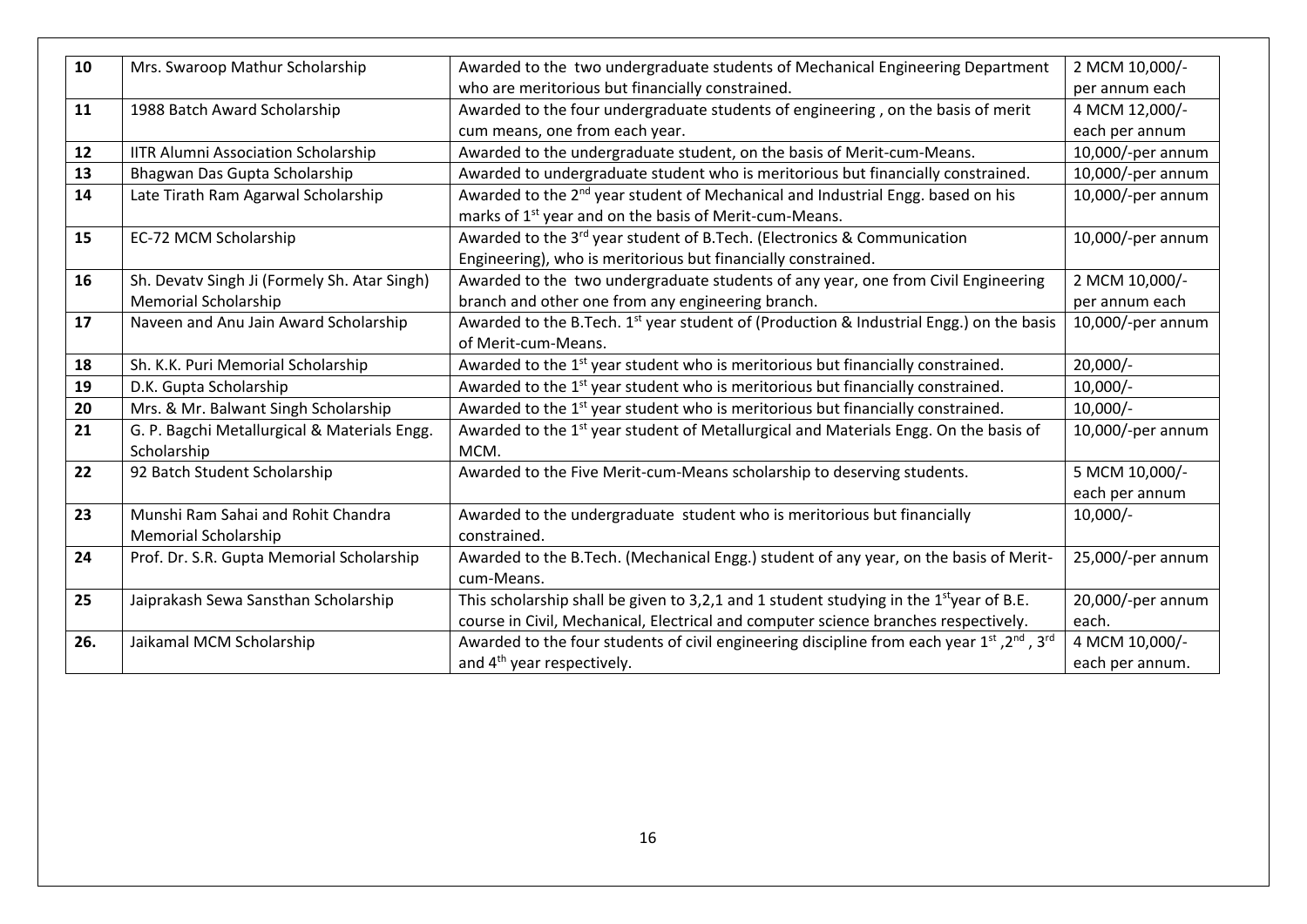| | | | |
|---|---|---|---|
| **10** | Mrs. Swaroop Mathur Scholarship | Awarded to the two undergraduate students of Mechanical Engineering Department who are meritorious but financially constrained. | 2 MCM 10,000/- per annum each |
| **11** | 1988 Batch Award Scholarship | Awarded to the four undergraduate students of engineering , on the basis of merit cum means, one from each year. | 4 MCM 12,000/- each per annum |
| **12** | IITR Alumni Association Scholarship | Awarded to the undergraduate student, on the basis of Merit-cum-Means. | 10,000/-per annum |
| **13** | Bhagwan Das Gupta Scholarship | Awarded to undergraduate student who is meritorious but financially constrained. | 10,000/-per annum |
| **14** | Late Tirath Ram Agarwal Scholarship | Awarded to the 2nd year student of Mechanical and Industrial Engg. based on his marks of 1st year and on the basis of Merit-cum-Means. | 10,000/-per annum |
| **15** | EC-72 MCM Scholarship | Awarded to the 3rd year student of B.Tech. (Electronics & Communication Engineering), who is meritorious but financially constrained. | 10,000/-per annum |
| **16** | Sh. Devatv Singh Ji (Formely Sh. Atar Singh) Memorial Scholarship | Awarded to the two undergraduate students of any year, one from Civil Engineering branch and other one from any engineering branch. | 2 MCM 10,000/- per annum each |
| **17** | Naveen and Anu Jain Award Scholarship | Awarded to the B.Tech. 1st year student of (Production & Industrial Engg.) on the basis of Merit-cum-Means. | 10,000/-per annum |
| **18** | Sh. K.K. Puri Memorial Scholarship | Awarded to the 1st year student who is meritorious but financially constrained. | 20,000/- |
| **19** | D.K. Gupta Scholarship | Awarded to the 1st year student who is meritorious but financially constrained. | 10,000/- |
| **20** | Mrs. & Mr. Balwant Singh Scholarship | Awarded to the 1st year student who is meritorious but financially constrained. | 10,000/- |
| **21** | G. P. Bagchi Metallurgical & Materials Engg. Scholarship | Awarded to the 1st year student of Metallurgical and Materials Engg. On the basis of MCM. | 10,000/-per annum |
| **22** | 92 Batch Student Scholarship | Awarded to the Five Merit-cum-Means scholarship to deserving students. | 5 MCM 10,000/- each per annum |
| **23** | Munshi Ram Sahai and Rohit Chandra Memorial Scholarship | Awarded to the undergraduate student who is meritorious but financially constrained. | 10,000/- |
| **24** | Prof. Dr. S.R. Gupta Memorial Scholarship | Awarded to the B.Tech. (Mechanical Engg.) student of any year, on the basis of Merit-cum-Means. | 25,000/-per annum |
| **25** | Jaiprakash Sewa Sansthan Scholarship | This scholarship shall be given to 3,2,1 and 1 student studying in the 1st year of B.E. course in Civil, Mechanical, Electrical and computer science branches respectively. | 20,000/-per annum each. |
| **26.** | Jaikamal MCM Scholarship | Awarded to the four students of civil engineering discipline from each year 1st ,2nd , 3rd and 4th year respectively. | 4 MCM 10,000/- each per annum. |